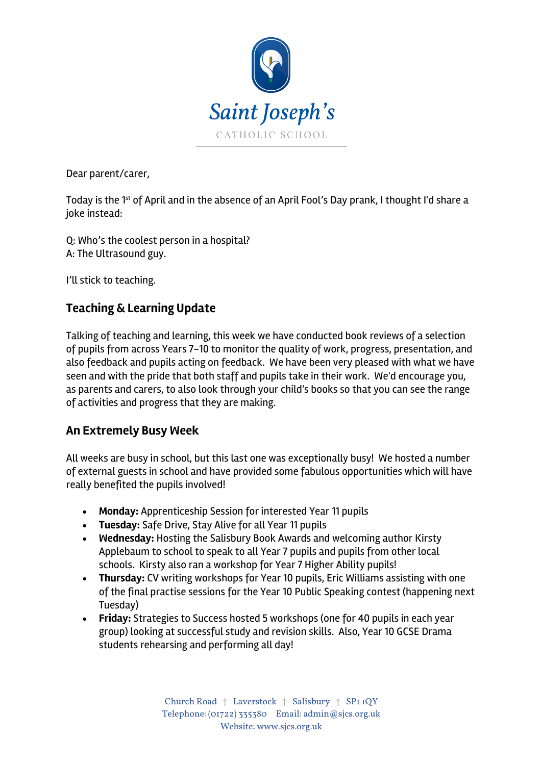Saint Joseph's

CATHOLIC SCHOOL

Dear parent/carer,

Today is the 1st of April and in the absence of an April Fool's Day prank, I thought I'd share a joke instead:

Q: Who's the coolest person in a hospital?
A: The Ultrasound guy.

I'll stick to teaching.

## Teaching & Learning Update

Talking of teaching and learning, this week we have conducted book reviews of a selection of pupils from across Years 7–10 to monitor the quality of work, progress, presentation, and also feedback and pupils acting on feedback. We have been very pleased with what we have seen and with the pride that both staff and pupils take in their work. We'd encourage you, as parents and carers, to also look through your child's books so that you can see the range of activities and progress that they are making.

## An Extremely Busy Week

All weeks are busy in school, but this last one was exceptionally busy! We hosted a number of external guests in school and have provided some fabulous opportunities which will have really benefited the pupils involved!

- **Monday:** Apprenticeship Session for interested Year 11 pupils
- **Tuesday:** Safe Drive, Stay Alive for all Year 11 pupils
- **Wednesday:** Hosting the Salisbury Book Awards and welcoming author Kirsty Applebaum to school to speak to all Year 7 pupils and pupils from other local schools. Kirsty also ran a workshop for Year 7 Higher Ability pupils!
- **Thursday:** CV writing workshops for Year 10 pupils, Eric Williams assisting with one of the final practise sessions for the Year 10 Public Speaking contest (happening next Tuesday)
- **Friday:** Strategies to Success hosted 5 workshops (one for 40 pupils in each year group) looking at successful study and revision skills. Also, Year 10 GCSE Drama students rehearsing and performing all day!

Church Road † Laverstock † Salisbury † SP1 1QY
Telephone: (01722) 335380 Email: admin@sjcs.org.uk
Website: www.sjcs.org.uk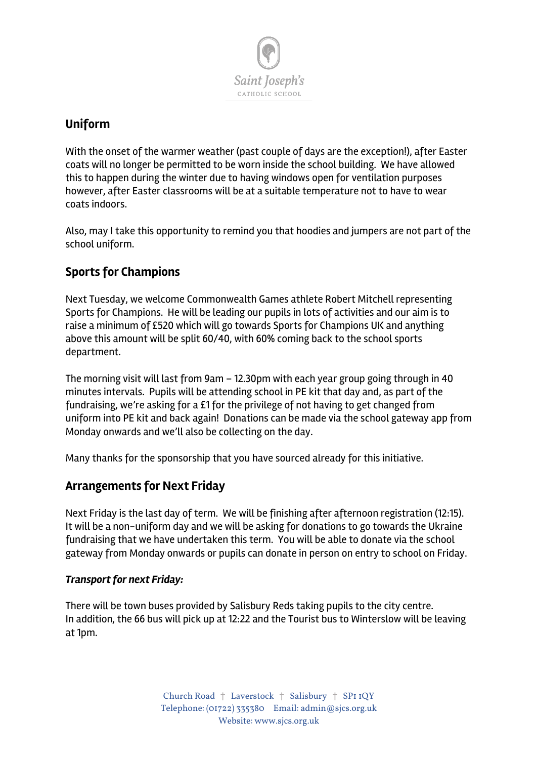## Uniform

With the onset of the warmer weather (past couple of days are the exception!), after Easter coats will no longer be permitted to be worn inside the school building. We have allowed this to happen during the winter due to having windows open for ventilation purposes however, after Easter classrooms will be at a suitable temperature not to have to wear coats indoors.

Also, may I take this opportunity to remind you that hoodies and jumpers are not part of the school uniform.

## Sports for Champions

Next Tuesday, we welcome Commonwealth Games athlete Robert Mitchell representing Sports for Champions. He will be leading our pupils in lots of activities and our aim is to raise a minimum of £520 which will go towards Sports for Champions UK and anything above this amount will be split 60/40, with 60% coming back to the school sports department.

The morning visit will last from 9am – 12.30pm with each year group going through in 40 minutes intervals. Pupils will be attending school in PE kit that day and, as part of the fundraising, we're asking for a £1 for the privilege of not having to get changed from uniform into PE kit and back again! Donations can be made via the school gateway app from Monday onwards and we'll also be collecting on the day.

Many thanks for the sponsorship that you have sourced already for this initiative.

## Arrangements for Next Friday

Next Friday is the last day of term. We will be finishing after afternoon registration (12:15). It will be a non-uniform day and we will be asking for donations to go towards the Ukraine fundraising that we have undertaken this term. You will be able to donate via the school gateway from Monday onwards or pupils can donate in person on entry to school on Friday.

### *Transport for next Friday:*

There will be town buses provided by Salisbury Reds taking pupils to the city centre.
In addition, the 66 bus will pick up at 12:22 and the Tourist bus to Winterslow will be leaving at 1pm.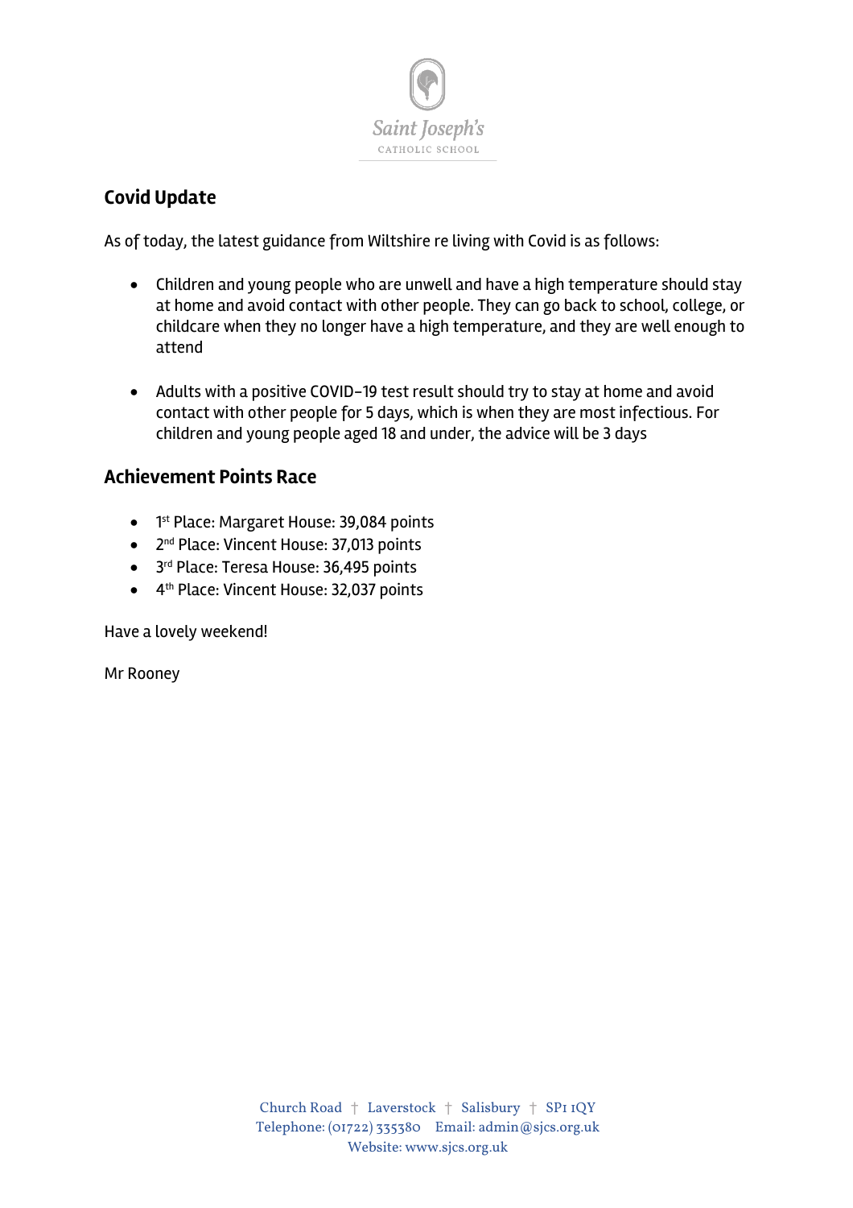## Covid Update

As of today, the latest guidance from Wiltshire re living with Covid is as follows:

- Children and young people who are unwell and have a high temperature should stay at home and avoid contact with other people. They can go back to school, college, or childcare when they no longer have a high temperature, and they are well enough to attend

- Adults with a positive COVID-19 test result should try to stay at home and avoid contact with other people for 5 days, which is when they are most infectious. For children and young people aged 18 and under, the advice will be 3 days

## Achievement Points Race

- 1st Place: Margaret House: 39,084 points
- 2nd Place: Vincent House: 37,013 points
- 3rd Place: Teresa House: 36,495 points
- 4th Place: Vincent House: 32,037 points

Have a lovely weekend!

Mr Rooney